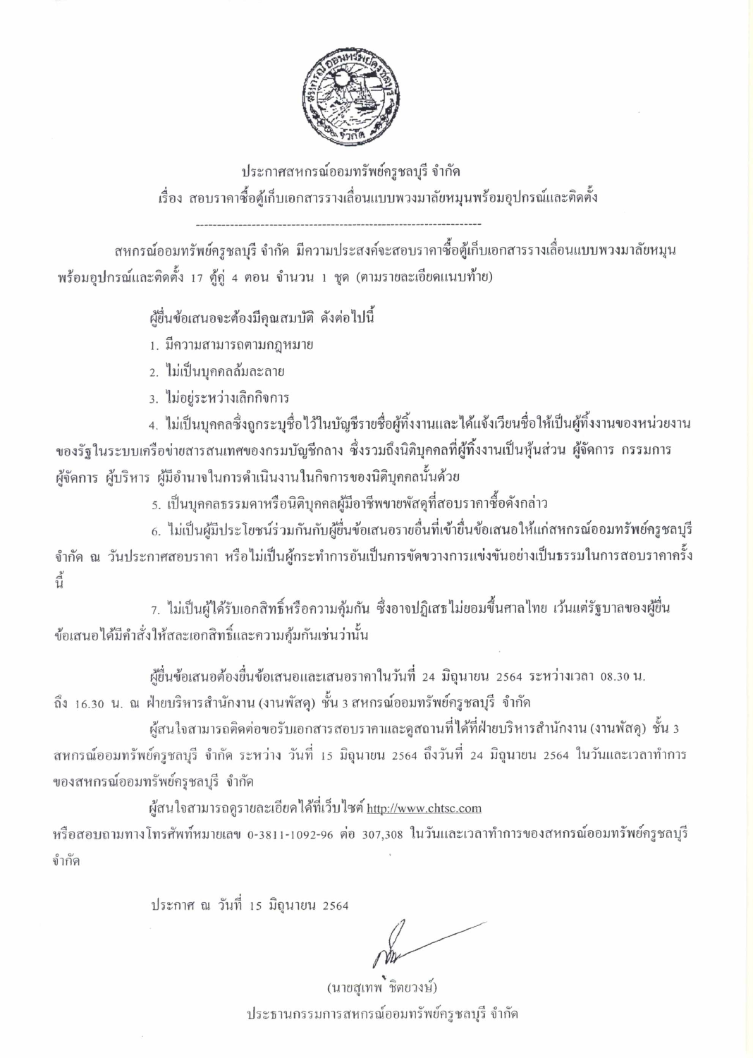ประกาศสหกรณ์ออมทรัพย์ครูชลบุรี จำกัด

เรื่อง สอบราคาซื้อตู้เก็บเอกสารรางเลื่อนแบบพวงมาลัยหมุนพร้อมอุปกรณ์และติดตั้ง

---

สหกรณ์ออมทรัพย์ครูชลบุรี จำกัด มีความประสงค์จะสอบราคาซื้อตู้เก็บเอกสารรางเลื่อนแบบพวงมาลัยหมุน พร้อมอุปกรณ์และติดตั้ง 17 ตู้คู่ 4 ตอน จำนวน 1 ชุด (ตามรายละเอียดแนบท้าย)

ผู้ยื่นข้อเสนอจะต้องมีคุณสมบัติ ดังต่อไปนี้

1. มีความสามารถตามกฎหมาย
2. ไม่เป็นบุคคลล้มละลาย
3. ไม่อยู่ระหว่างเลิกกิจการ
4. ไม่เป็นบุคคลซึ่งถูกระบุชื่อไว้ในบัญชีรายชื่อผู้ทิ้งงานและได้แจ้งเวียนชื่อให้เป็นผู้ทิ้งงานของหน่วยงานของรัฐในระบบเครือข่ายสารสนเทศของกรมบัญชีกลาง ซึ่งรวมถึงนิติบุคคลที่ผู้ทิ้งงานเป็นหุ้นส่วน ผู้จัดการ กรรมการผู้จัดการ ผู้บริหาร ผู้มีอำนาจในการดำเนินงานในกิจการของนิติบุคคลนั้นด้วย
5. เป็นบุคคลธรรมดาหรือนิติบุคคลผู้มีอาชีพขายพัสดุที่สอบราคาซื้อดังกล่าว
6. ไม่เป็นผู้มีประโยชน์ร่วมกันกับผู้ยื่นข้อเสนอรายอื่นที่เข้ายื่นข้อเสนอให้แก่สหกรณ์ออมทรัพย์ครูชลบุรี จำกัด ณ วันประกาศสอบราคา หรือไม่เป็นผู้กระทำการอันเป็นการขัดขวางการแข่งขันอย่างเป็นธรรมในการสอบราคาครั้งนี้
7. ไม่เป็นผู้ได้รับเอกสิทธิ์หรือความคุ้มกัน ซึ่งอาจปฏิเสธไม่ยอมขึ้นศาลไทย เว้นแต่รัฐบาลของผู้ยื่นข้อเสนอได้มีคำสั่งให้สละเอกสิทธิ์และความคุ้มกันเช่นว่านั้น

ผู้ยื่นข้อเสนอต้องยื่นข้อเสนอและเสนอราคาในวันที่ 24 มิถุนายน 2564 ระหว่างเวลา 08.30 น. ถึง 16.30 น. ณ ฝ่ายบริหารสำนักงาน (งานพัสดุ) ชั้น 3 สหกรณ์ออมทรัพย์ครูชลบุรี จำกัด

ผู้สนใจสามารถติดต่อขอรับเอกสารสอบราคาและดูสถานที่ได้ที่ฝ่ายบริหารสำนักงาน (งานพัสดุ) ชั้น 3 สหกรณ์ออมทรัพย์ครูชลบุรี จำกัด ระหว่าง วันที่ 15 มิถุนายน 2564 ถึงวันที่ 24 มิถุนายน 2564 ในวันและเวลาทำการของสหกรณ์ออมทรัพย์ครูชลบุรี จำกัด

ผู้สนใจสามารถดูรายละเอียดได้ที่เว็บไซต์ http://www.chtsc.com หรือสอบถามทางโทรศัพท์หมายเลข 0-3811-1092-96 ต่อ 307,308 ในวันและเวลาทำการของสหกรณ์ออมทรัพย์ครูชลบุรี จำกัด

ประกาศ ณ วันที่ 15 มิถุนายน 2564

(นายสุเทพ ชิตยวงษ์)

ประธานกรรมการสหกรณ์ออมทรัพย์ครูชลบุรี จำกัด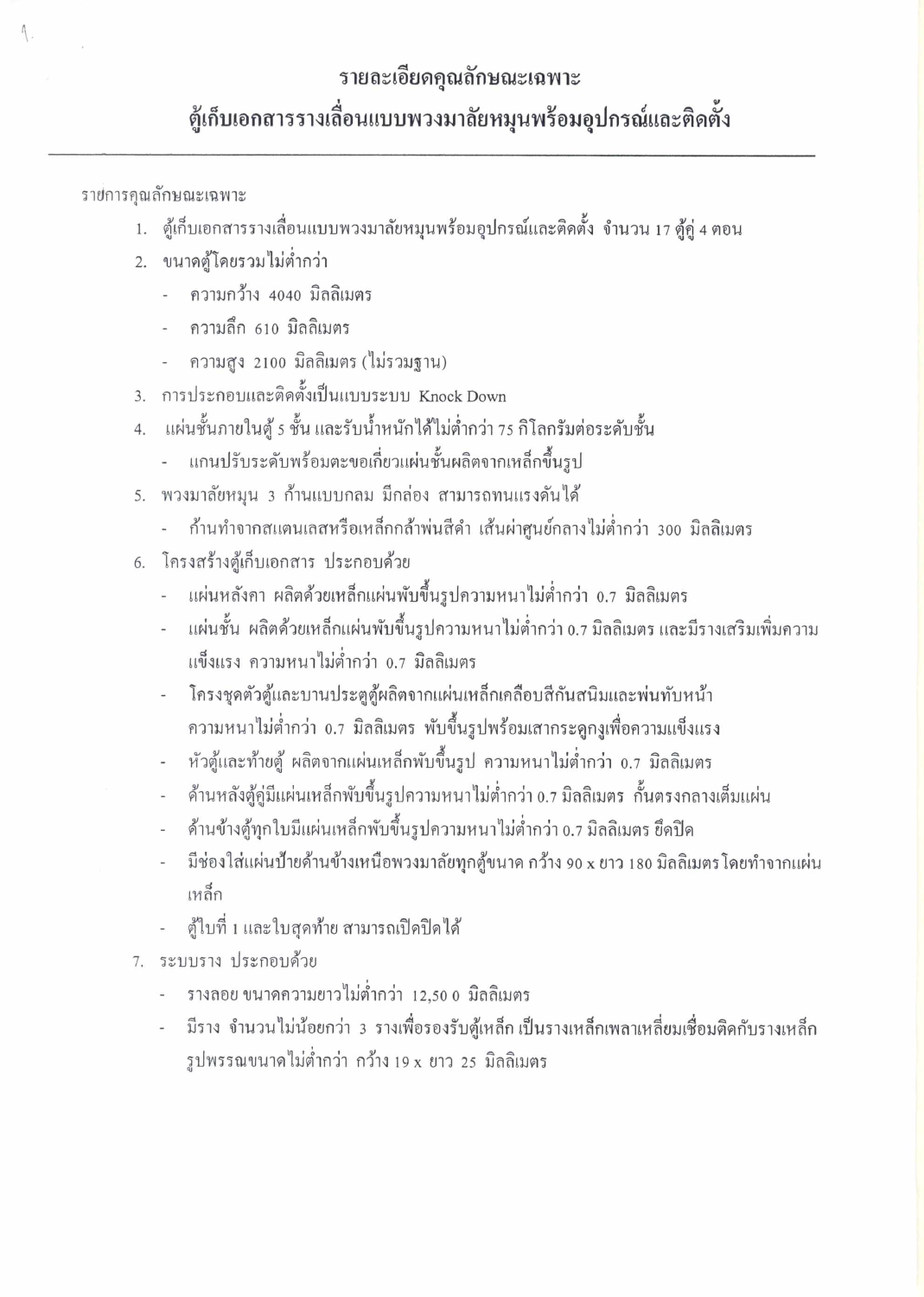# รายละเอียดคุณลักษณะเฉพาะ
## ตู้เก็บเอกสารรางเลื่อนแบบพวงมาลัยหมุนพร้อมอุปกรณ์และติดตั้ง

---

รายการคุณลักษณะเฉพาะ

1. ตู้เก็บเอกสารรางเลื่อนแบบพวงมาลัยหมุนพร้อมอุปกรณ์และติดตั้ง จำนวน 17 ตู้คู่ 4 ตอน
2. ขนาดตู้โดยรวมไม่ต่ำกว่า
   - ความกว้าง 4040 มิลลิเมตร
   - ความลึก 610 มิลลิเมตร
   - ความสูง 2100 มิลลิเมตร (ไม่รวมฐาน)
3. การประกอบและติดตั้งเป็นแบบระบบ Knock Down
4. แผ่นชั้นภายในตู้ 5 ชั้น และรับน้ำหนักได้ไม่ต่ำกว่า 75 กิโลกรัมต่อระดับชั้น
   - แกนปรับระดับพร้อมตะขอเกี่ยวแผ่นชั้นผลิตจากเหล็กขึ้นรูป
5. พวงมาลัยหมุน 3 ก้านแบบกลม มีกล่อง สามารถทนแรงดันได้
   - ก้านทำจากสแตนเลสหรือเหล็กกล้าพ่นสีดำ เส้นผ่าศูนย์กลางไม่ต่ำกว่า 300 มิลลิเมตร
6. โครงสร้างตู้เก็บเอกสาร ประกอบด้วย
   - แผ่นหลังคา ผลิตด้วยเหล็กแผ่นพับขึ้นรูปความหนาไม่ต่ำกว่า 0.7 มิลลิเมตร
   - แผ่นชั้น ผลิตด้วยเหล็กแผ่นพับขึ้นรูปความหนาไม่ต่ำกว่า 0.7 มิลลิเมตร และมีรางเสริมเพิ่มความแข็งแรง ความหนาไม่ต่ำกว่า 0.7 มิลลิเมตร
   - โครงชุดตัวตู้และบานประตูตู้ผลิตจากแผ่นเหล็กเคลือบสีกันสนิมและพ่นทับหน้า ความหนาไม่ต่ำกว่า 0.7 มิลลิเมตร พับขึ้นรูปพร้อมเสากระดูกงูเพื่อความแข็งแรง
   - หัวตู้และท้ายตู้ ผลิตจากแผ่นเหล็กพับขึ้นรูป ความหนาไม่ต่ำกว่า 0.7 มิลลิเมตร
   - ด้านหลังตู้คู่มีแผ่นเหล็กพับขึ้นรูปความหนาไม่ต่ำกว่า 0.7 มิลลิเมตร กั้นตรงกลางเต็มแผ่น
   - ด้านข้างตู้ทุกใบมีแผ่นเหล็กพับขึ้นรูปความหนาไม่ต่ำกว่า 0.7 มิลลิเมตร ยึดปิด
   - มีช่องใส่แผ่นป้ายด้านข้างเหนือพวงมาลัยทุกตู้ขนาด กว้าง 90 x ยาว 180 มิลลิเมตร โดยทำจากแผ่นเหล็ก
   - ตู้ใบที่ 1 และใบสุดท้าย สามารถเปิดปิดได้
7. ระบบราง ประกอบด้วย
   - รางลอย ขนาดความยาวไม่ต่ำกว่า 12,50 0 มิลลิเมตร
   - มีราง จำนวนไม่น้อยกว่า 3 รางเพื่อรองรับตู้เหล็ก เป็นรางเหล็กเพลาเหลี่ยมเชื่อมติดกับรางเหล็กรูปพรรณขนาดไม่ต่ำกว่า กว้าง 19 x ยาว 25 มิลลิเมตร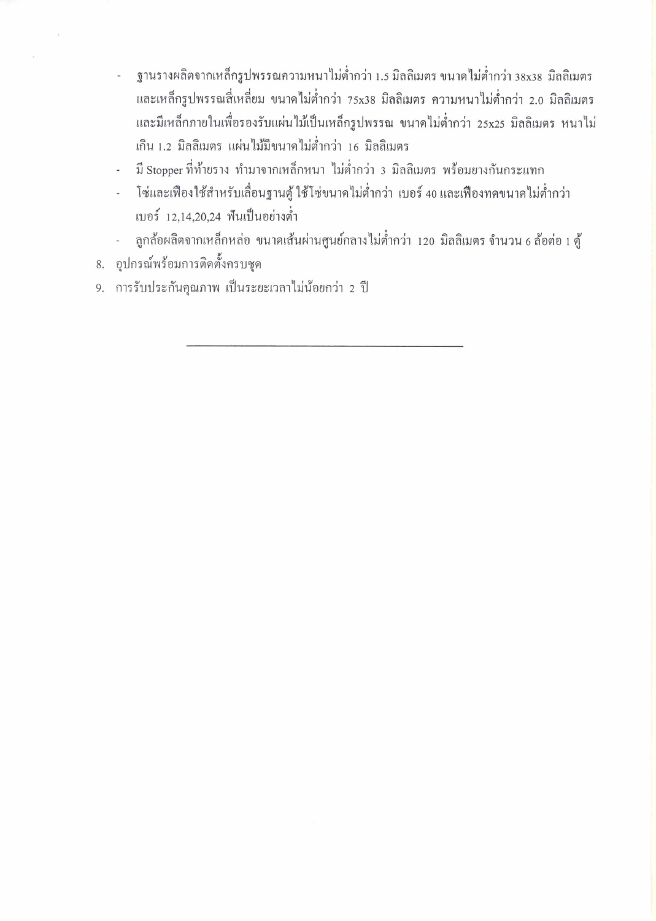- ฐานรางผลิตจากเหล็กรูปพรรณความหนาไม่ต่ำกว่า 1.5 มิลลิเมตร ขนาดไม่ต่ำกว่า 38x38 มิลลิเมตร และเหล็กรูปพรรณสี่เหลี่ยม ขนาดไม่ต่ำกว่า 75x38 มิลลิเมตร ความหนาไม่ต่ำกว่า 2.0 มิลลิเมตร และมีเหล็กภายในเพื่อรองรับแผ่นไม้เป็นเหล็กรูปพรรณ ขนาดไม่ต่ำกว่า 25x25 มิลลิเมตร หนาไม่เกิน 1.2 มิลลิเมตร แผ่นไม้มีขนาดไม่ต่ำกว่า 16 มิลลิเมตร
- มี Stopper ที่ท้ายราง ทำมาจากเหล็กหนา ไม่ต่ำกว่า 3 มิลลิเมตร พร้อมยางกันกระแทก
- โซ่และเฟืองใช้สำหรับเลื่อนฐานตู้ ใช้โซ่ขนาดไม่ต่ำกว่า เบอร์ 40 และเฟืองทดขนาดไม่ต่ำกว่า เบอร์ 12,14,20,24 ฟันเป็นอย่างต่ำ
- ลูกล้อผลิตจากเหล็กหล่อ ขนาดเส้นผ่านศูนย์กลางไม่ต่ำกว่า 120 มิลลิเมตร จำนวน 6 ล้อต่อ 1 ตู้

8. อุปกรณ์พร้อมการติดตั้งครบชุด
9. การรับประกันคุณภาพ เป็นระยะเวลาไม่น้อยกว่า 2 ปี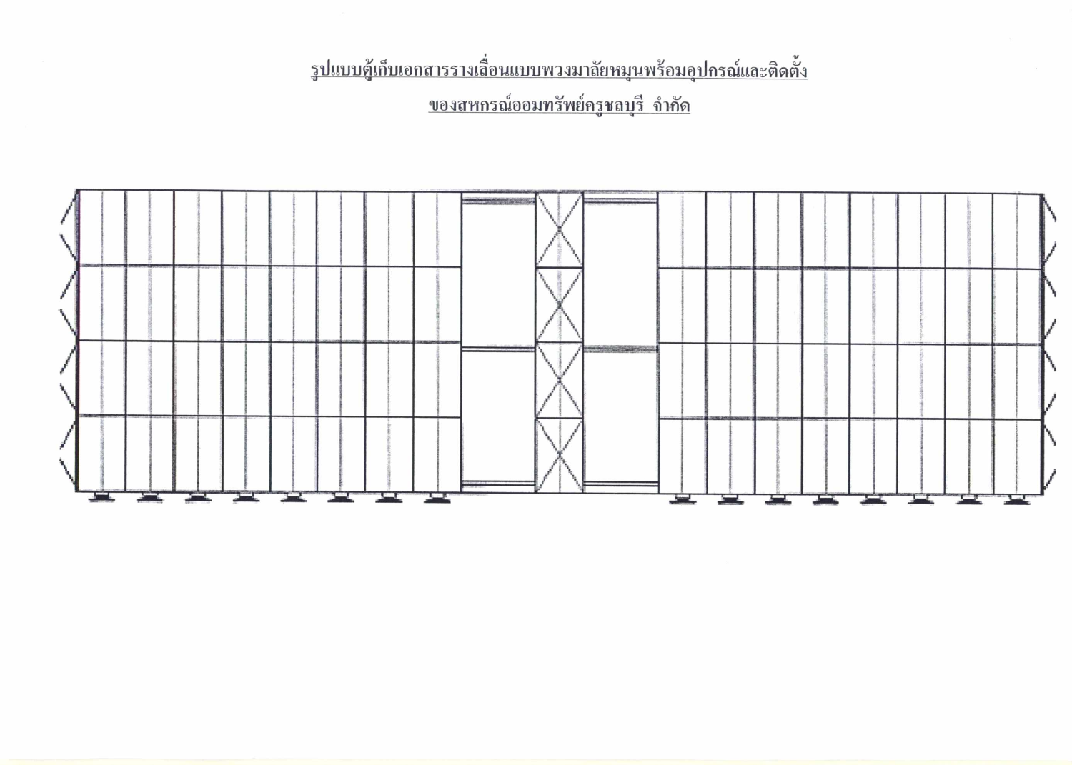## รูปแบบตู้เก็บเอกสารรางเลื่อนแบบพวงมาลัยหมุนพร้อมอุปกรณ์และติดตั้ง

## ของสหกรณ์ออมทรัพย์ครูชลบุรี จำกัด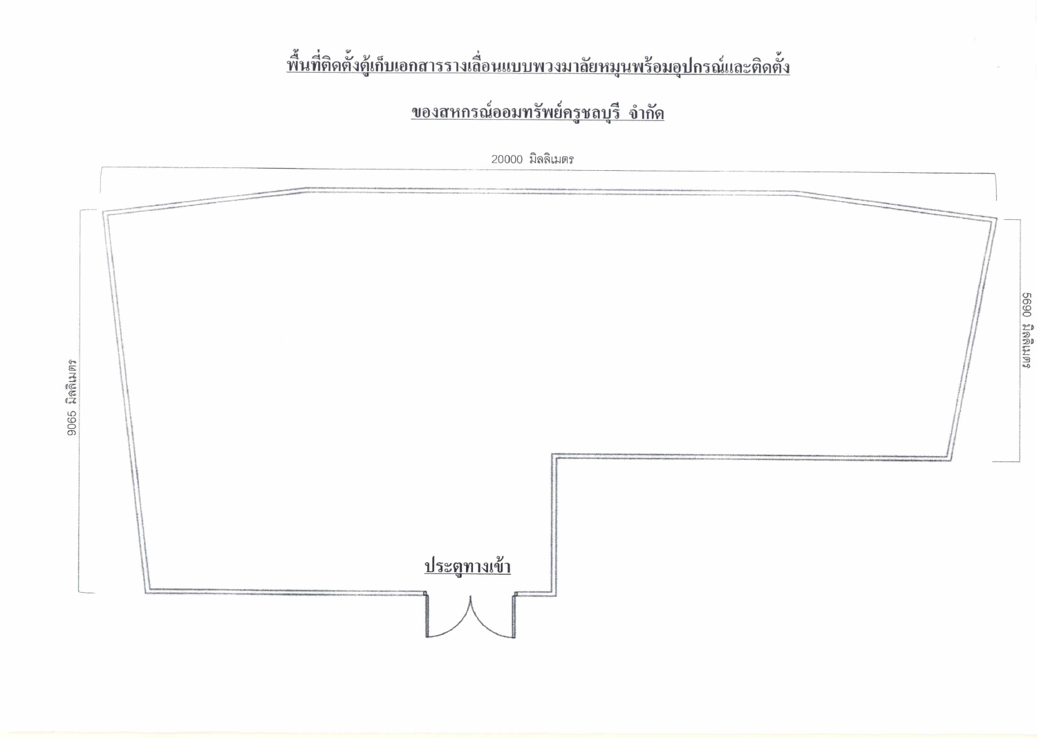# พื้นที่ติดตั้งตู้เก็บเอกสารรางเลื่อนแบบพวงมาลัยหมุนพร้อมอุปกรณ์และติดตั้ง

## ของสหกรณ์ออมทรัพย์ครูชลบุรี จำกัด

20000 มิลลิเมตร

9065 มิลลิเมตร

5690 มิลลิเมตร

ประตูทางเข้า